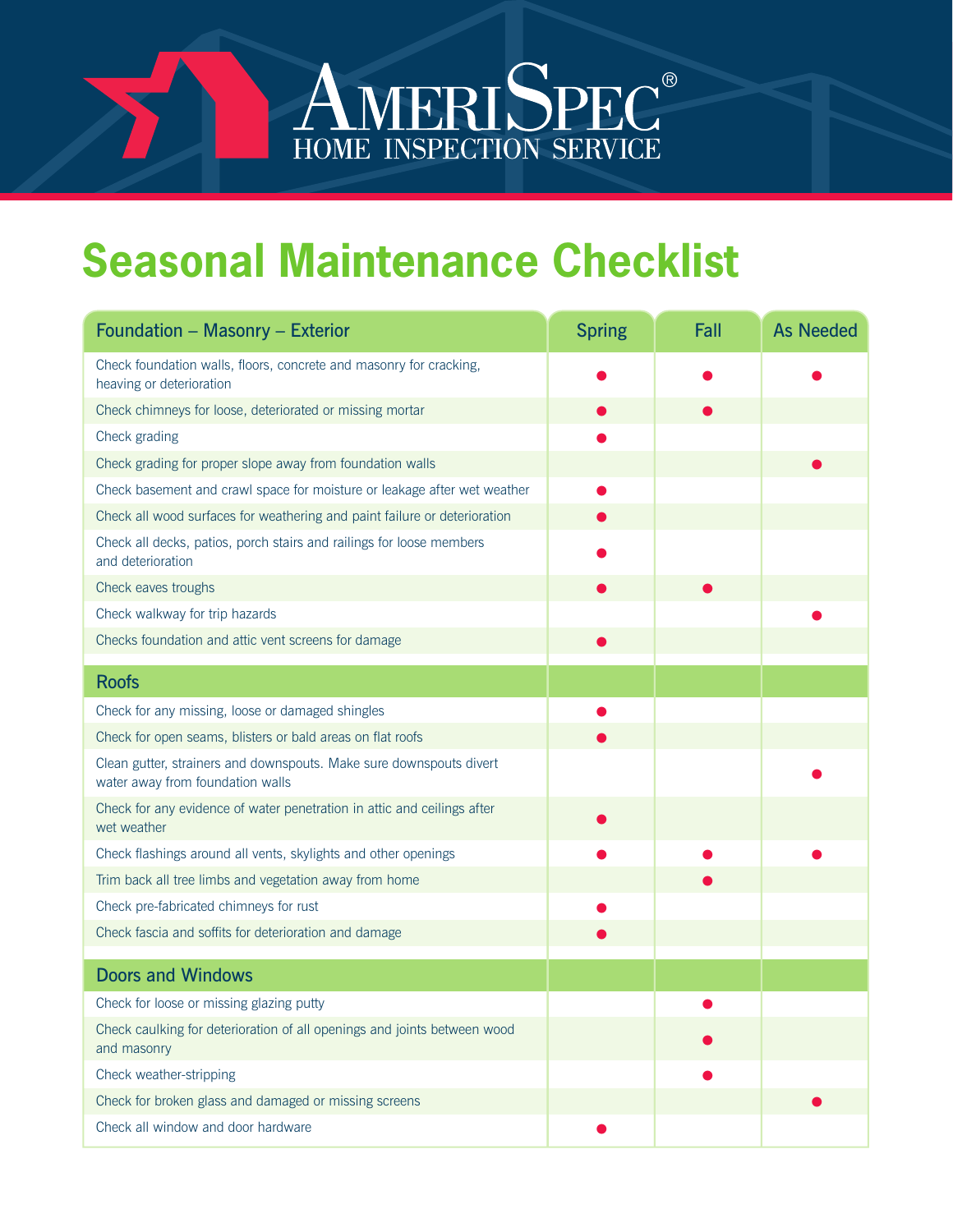AMERISPEC®
HOME INSPECTION SERVICE

# Seasonal Maintenance Checklist

| Foundation – Masonry – Exterior | Spring | Fall | As Needed |
|---|---|---|---|
| Check foundation walls, floors, concrete and masonry for cracking, heaving or deterioration | ● | ● | ● |
| Check chimneys for loose, deteriorated or missing mortar | ● | ● | |
| Check grading | ● | | |
| Check grading for proper slope away from foundation walls | | | ● |
| Check basement and crawl space for moisture or leakage after wet weather | ● | | |
| Check all wood surfaces for weathering and paint failure or deterioration | ● | | |
| Check all decks, patios, porch stairs and railings for loose members and deterioration | ● | | |
| Check eaves troughs | ● | ● | |
| Check walkway for trip hazards | | | ● |
| Checks foundation and attic vent screens for damage | ● | | |
| **Roofs** | | | |
| Check for any missing, loose or damaged shingles | ● | | |
| Check for open seams, blisters or bald areas on flat roofs | ● | | |
| Clean gutter, strainers and downspouts. Make sure downspouts divert water away from foundation walls | | | ● |
| Check for any evidence of water penetration in attic and ceilings after wet weather | ● | | |
| Check flashings around all vents, skylights and other openings | ● | ● | ● |
| Trim back all tree limbs and vegetation away from home | | ● | |
| Check pre-fabricated chimneys for rust | ● | | |
| Check fascia and soffits for deterioration and damage | ● | | |
| **Doors and Windows** | | | |
| Check for loose or missing glazing putty | | ● | |
| Check caulking for deterioration of all openings and joints between wood and masonry | | ● | |
| Check weather-stripping | | ● | |
| Check for broken glass and damaged or missing screens | | | ● |
| Check all window and door hardware | ● | | |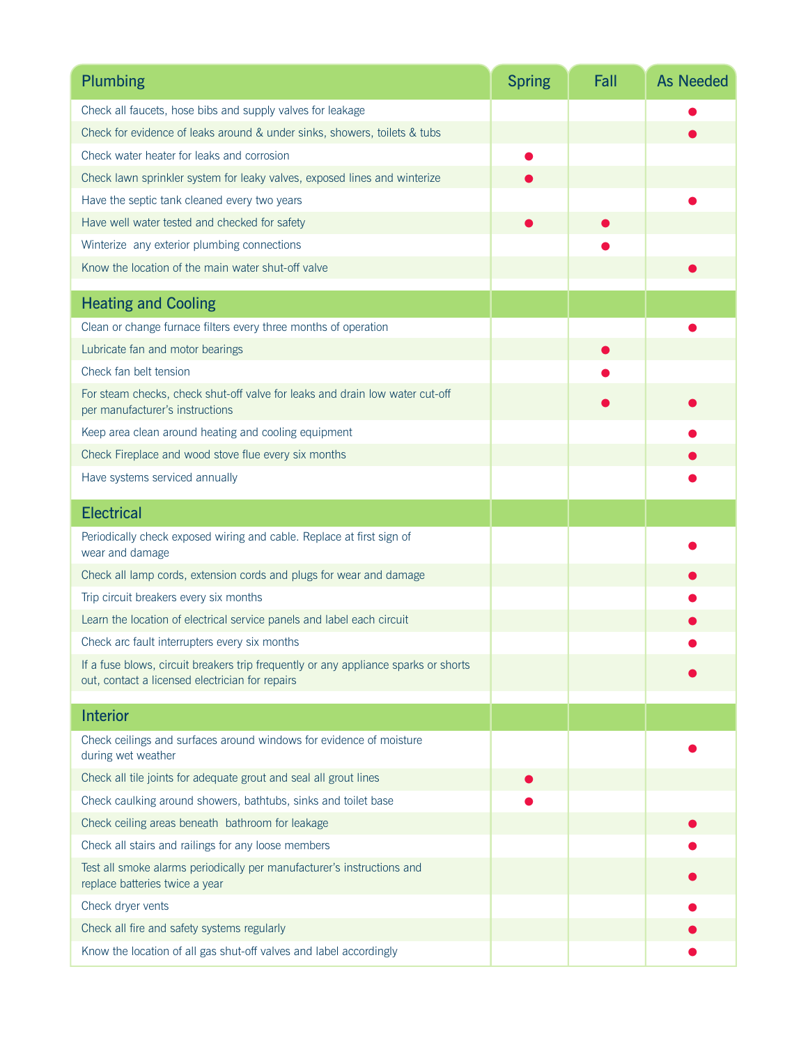| Plumbing | Spring | Fall | As Needed |
|---|---|---|---|
| Check all faucets, hose bibs and supply valves for leakage | | | ● |
| Check for evidence of leaks around & under sinks, showers, toilets & tubs | | | ● |
| Check water heater for leaks and corrosion | ● | | |
| Check lawn sprinkler system for leaky valves, exposed lines and winterize | ● | | |
| Have the septic tank cleaned every two years | | | ● |
| Have well water tested and checked for safety | ● | ● | |
| Winterize any exterior plumbing connections | | ● | |
| Know the location of the main water shut-off valve | | | ● |
| **Heating and Cooling** | | | |
| Clean or change furnace filters every three months of operation | | | ● |
| Lubricate fan and motor bearings | | ● | |
| Check fan belt tension | | ● | |
| For steam checks, check shut-off valve for leaks and drain low water cut-off per manufacturer's instructions | | ● | ● |
| Keep area clean around heating and cooling equipment | | | ● |
| Check Fireplace and wood stove flue every six months | | | ● |
| Have systems serviced annually | | | ● |
| **Electrical** | | | |
| Periodically check exposed wiring and cable. Replace at first sign of wear and damage | | | ● |
| Check all lamp cords, extension cords and plugs for wear and damage | | | ● |
| Trip circuit breakers every six months | | | ● |
| Learn the location of electrical service panels and label each circuit | | | ● |
| Check arc fault interrupters every six months | | | ● |
| If a fuse blows, circuit breakers trip frequently or any appliance sparks or shorts out, contact a licensed electrician for repairs | | | ● |
| **Interior** | | | |
| Check ceilings and surfaces around windows for evidence of moisture during wet weather | | | ● |
| Check all tile joints for adequate grout and seal all grout lines | ● | | |
| Check caulking around showers, bathtubs, sinks and toilet base | ● | | |
| Check ceiling areas beneath bathroom for leakage | | | ● |
| Check all stairs and railings for any loose members | | | ● |
| Test all smoke alarms periodically per manufacturer's instructions and replace batteries twice a year | | | ● |
| Check dryer vents | | | ● |
| Check all fire and safety systems regularly | | | ● |
| Know the location of all gas shut-off valves and label accordingly | | | ● |